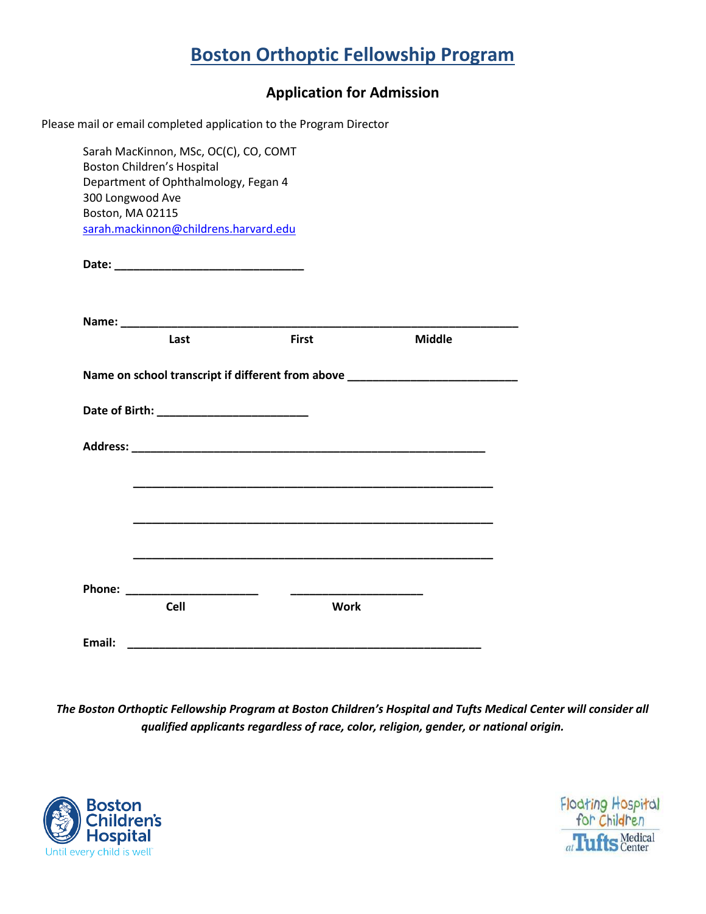# Boston Orthoptic Fellowship Program

## Application for Admission

Please mail or email completed application to the Program Director

Sarah MacKinnon, MSc, OC(C), CO, COMT
Boston Children's Hospital
Department of Ophthalmology, Fegan 4
300 Longwood Ave
Boston, MA 02115
sarah.mackinnon@childrens.harvard.edu

**Date:** ______________________________

**Name:** ______________________________________________________________
**Last** **First** **Middle**

**Name on school transcript if different from above** __________________________

**Date of Birth:** ________________________

**Address:** ________________________________________________________

________________________________________________________

________________________________________________________

________________________________________________________

**Phone:** _____________________ _____________________
**Cell** **Work**

**Email:** ________________________________________________________

***The Boston Orthoptic Fellowship Program at Boston Children's Hospital and Tufts Medical Center will consider all qualified applicants regardless of race, color, religion, gender, or national origin.***

Boston Children's Hospital
Until every child is well

Floating Hospital for Children at Tufts Medical Center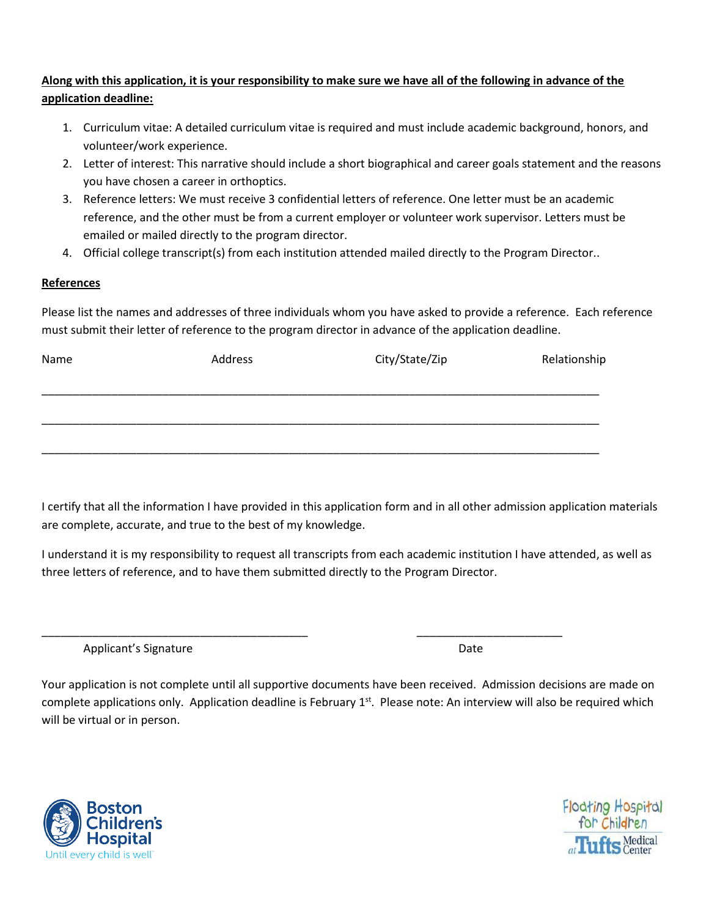**<u>Along with this application, it is your responsibility to make sure we have all of the following in advance of the application deadline:</u>**

1. Curriculum vitae: A detailed curriculum vitae is required and must include academic background, honors, and volunteer/work experience.
2. Letter of interest: This narrative should include a short biographical and career goals statement and the reasons you have chosen a career in orthoptics.
3. Reference letters: We must receive 3 confidential letters of reference. One letter must be an academic reference, and the other must be from a current employer or volunteer work supervisor. Letters must be emailed or mailed directly to the program director.
4. Official college transcript(s) from each institution attended mailed directly to the Program Director..

**<u>References</u>**

Please list the names and addresses of three individuals whom you have asked to provide a reference. Each reference must submit their letter of reference to the program director in advance of the application deadline.

| Name | Address | City/State/Zip | Relationship |
|---|---|---|---|
| | | | |
| | | | |
| | | | |

I certify that all the information I have provided in this application form and in all other admission application materials are complete, accurate, and true to the best of my knowledge.

I understand it is my responsibility to request all transcripts from each academic institution I have attended, as well as three letters of reference, and to have them submitted directly to the Program Director.

\_\_\_\_\_\_\_\_\_\_\_\_\_\_\_\_\_\_\_\_\_\_\_\_\_\_\_\_\_\_\_\_\_\_\_\_\_\_\_\_ \_\_\_\_\_\_\_\_\_\_\_\_\_\_\_\_\_\_\_\_\_\_

Applicant's Signature Date

Your application is not complete until all supportive documents have been received. Admission decisions are made on complete applications only. Application deadline is February 1st. Please note: An interview will also be required which will be virtual or in person.

Boston Children's Hospital
Until every child is well

Floating Hospital for Children at Tufts Medical Center